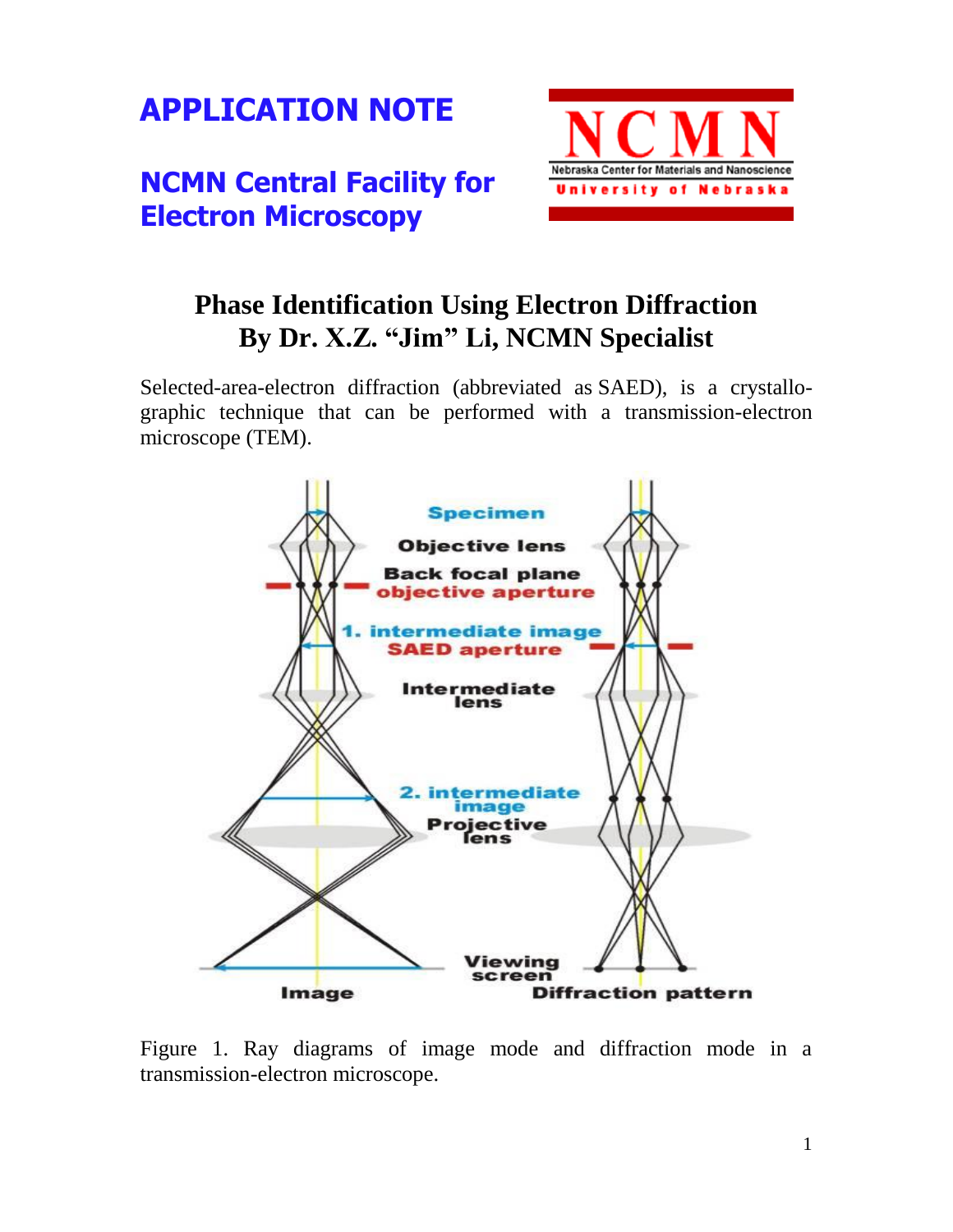# APPLICATION NOTE

## NCMN Central Facility for Electron Microscopy

# Phase Identification Using Electron Diffraction

### By Dr. X.Z. "Jim" Li, NCMN Specialist

Selected-area-electron diffraction (abbreviated as SAED), is a crystallographic technique that can be performed with a transmission-electron microscope (TEM).

Figure 1. Ray diagrams of image mode and diffraction mode in a transmission-electron microscope.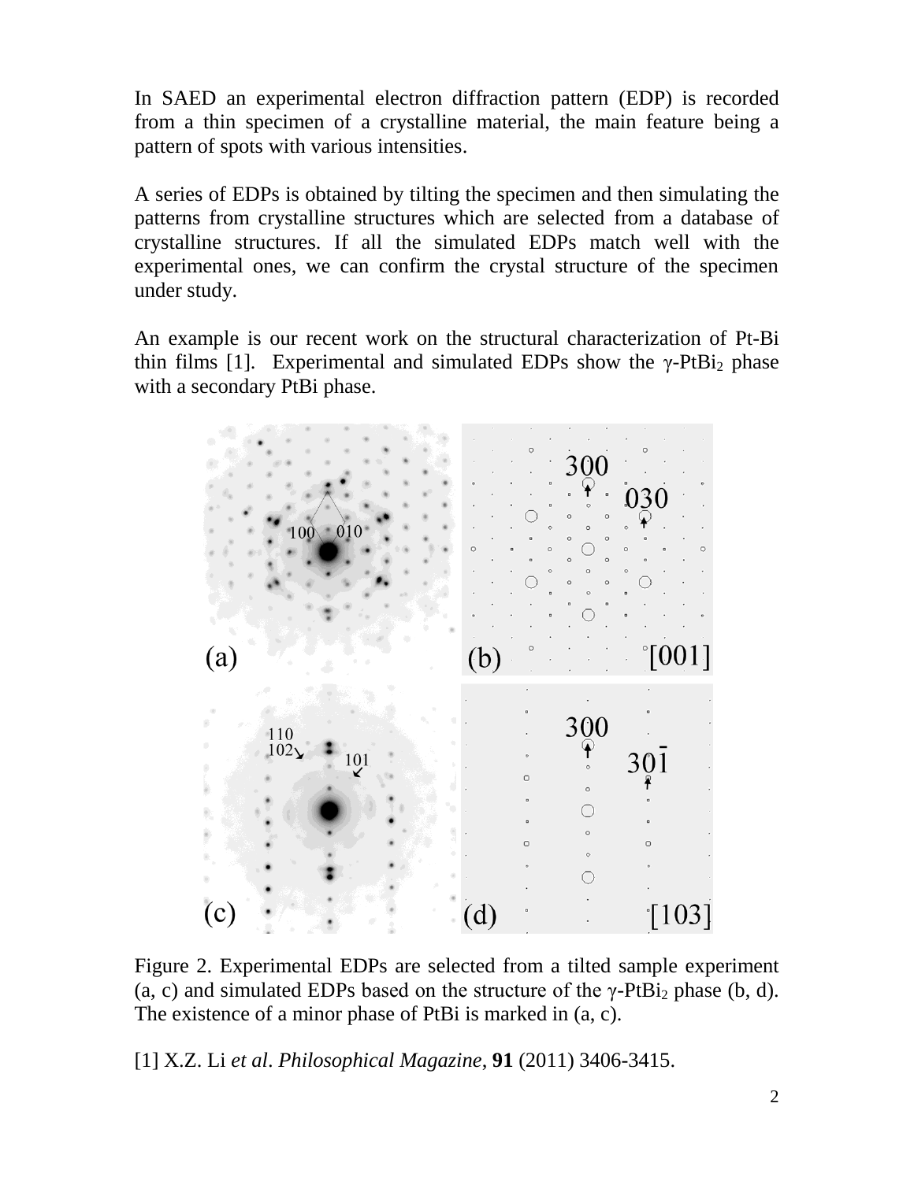In SAED an experimental electron diffraction pattern (EDP) is recorded from a thin specimen of a crystalline material, the main feature being a pattern of spots with various intensities.

A series of EDPs is obtained by tilting the specimen and then simulating the patterns from crystalline structures which are selected from a database of crystalline structures. If all the simulated EDPs match well with the experimental ones, we can confirm the crystal structure of the specimen under study.

An example is our recent work on the structural characterization of Pt-Bi thin films [1]. Experimental and simulated EDPs show the γ-$PtBi_2$ phase with a secondary PtBi phase.

100
010
300
030
(a)
(b)
[001]
110
102
101
300
$30\bar{1}$
(c)
(d)
[103]

Figure 2. Experimental EDPs are selected from a tilted sample experiment (a, c) and simulated EDPs based on the structure of the γ-$PtBi_2$ phase (b, d). The existence of a minor phase of PtBi is marked in (a, c).

[1] X.Z. Li *et al*. *Philosophical Magazine*, **91** (2011) 3406-3415.